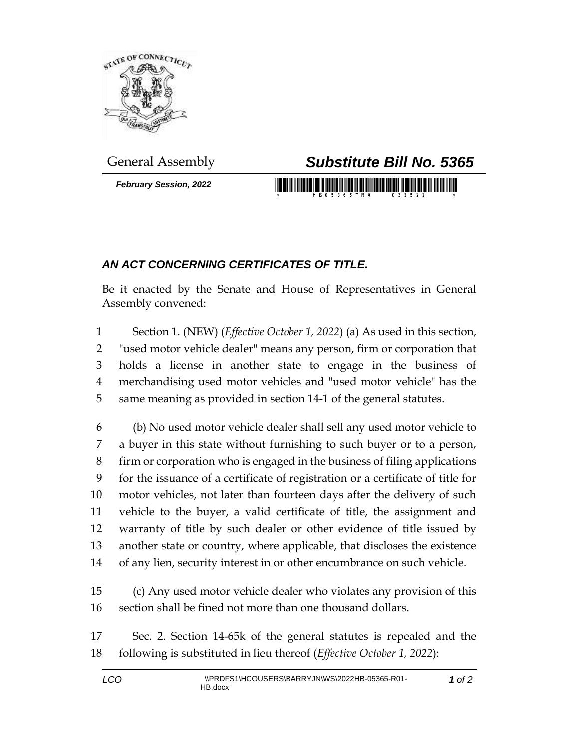General Assembly

# *Substitute Bill No. 5365*

***February Session, 2022***

## *AN ACT CONCERNING CERTIFICATES OF TITLE.*

Be it enacted by the Senate and House of Representatives in General Assembly convened:

1 Section 1. (NEW) (*Effective October 1, 2022*) (a) As used in this section,
2 "used motor vehicle dealer" means any person, firm or corporation that
3 holds a license in another state to engage in the business of
4 merchandising used motor vehicles and "used motor vehicle" has the
5 same meaning as provided in section 14-1 of the general statutes.

6 (b) No used motor vehicle dealer shall sell any used motor vehicle to
7 a buyer in this state without furnishing to such buyer or to a person,
8 firm or corporation who is engaged in the business of filing applications
9 for the issuance of a certificate of registration or a certificate of title for
10 motor vehicles, not later than fourteen days after the delivery of such
11 vehicle to the buyer, a valid certificate of title, the assignment and
12 warranty of title by such dealer or other evidence of title issued by
13 another state or country, where applicable, that discloses the existence
14 of any lien, security interest in or other encumbrance on such vehicle.

15 (c) Any used motor vehicle dealer who violates any provision of this
16 section shall be fined not more than one thousand dollars.

17 Sec. 2. Section 14-65k of the general statutes is repealed and the
18 following is substituted in lieu thereof (*Effective October 1, 2022*):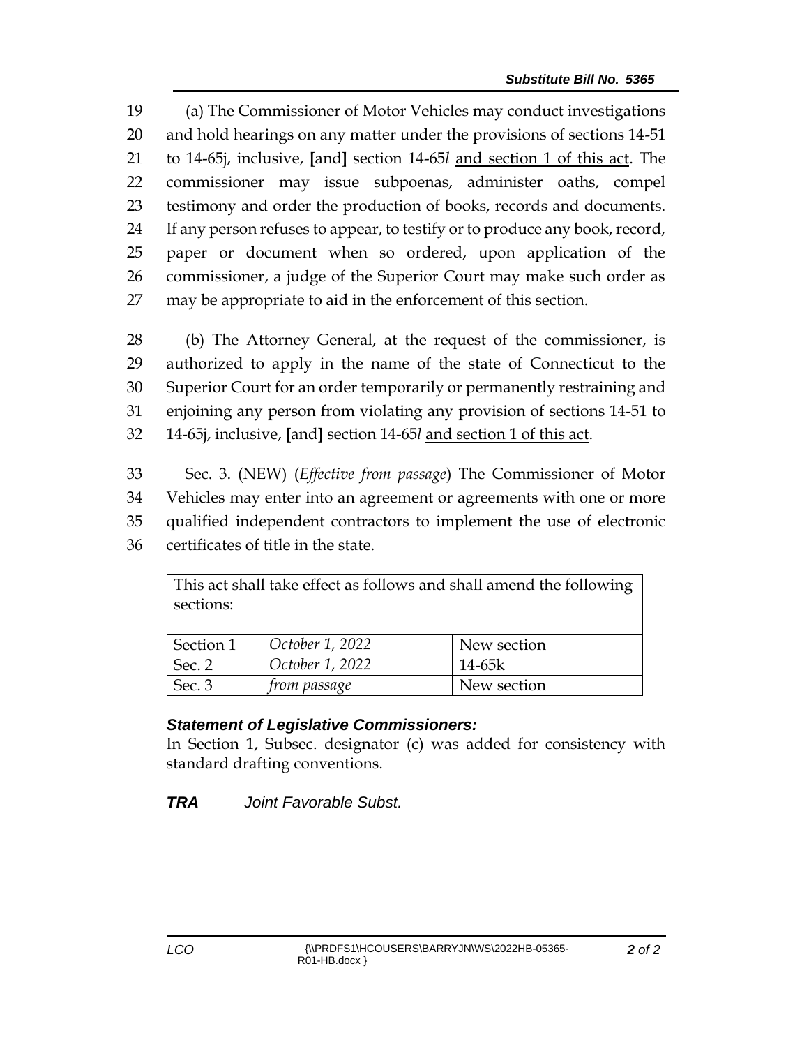19 (a) The Commissioner of Motor Vehicles may conduct investigations
20 and hold hearings on any matter under the provisions of sections 14-51
21 to 14-65j, inclusive, [and] section 14-65*l* and section 1 of this act. The
22 commissioner may issue subpoenas, administer oaths, compel
23 testimony and order the production of books, records and documents.
24 If any person refuses to appear, to testify or to produce any book, record,
25 paper or document when so ordered, upon application of the
26 commissioner, a judge of the Superior Court may make such order as
27 may be appropriate to aid in the enforcement of this section.

28 (b) The Attorney General, at the request of the commissioner, is
29 authorized to apply in the name of the state of Connecticut to the
30 Superior Court for an order temporarily or permanently restraining and
31 enjoining any person from violating any provision of sections 14-51 to
32 14-65j, inclusive, [and] section 14-65*l* and section 1 of this act.

33 Sec. 3. (NEW) (*Effective from passage*) The Commissioner of Motor
34 Vehicles may enter into an agreement or agreements with one or more
35 qualified independent contractors to implement the use of electronic
36 certificates of title in the state.

| This act shall take effect as follows and shall amend the following sections: | | |
|---|---|---|
| Section 1 | *October 1, 2022* | New section |
| Sec. 2 | *October 1, 2022* | 14-65k |
| Sec. 3 | *from passage* | New section |

***Statement of Legislative Commissioners:***

In Section 1, Subsec. designator (c) was added for consistency with standard drafting conventions.

***TRA*** *Joint Favorable Subst.*